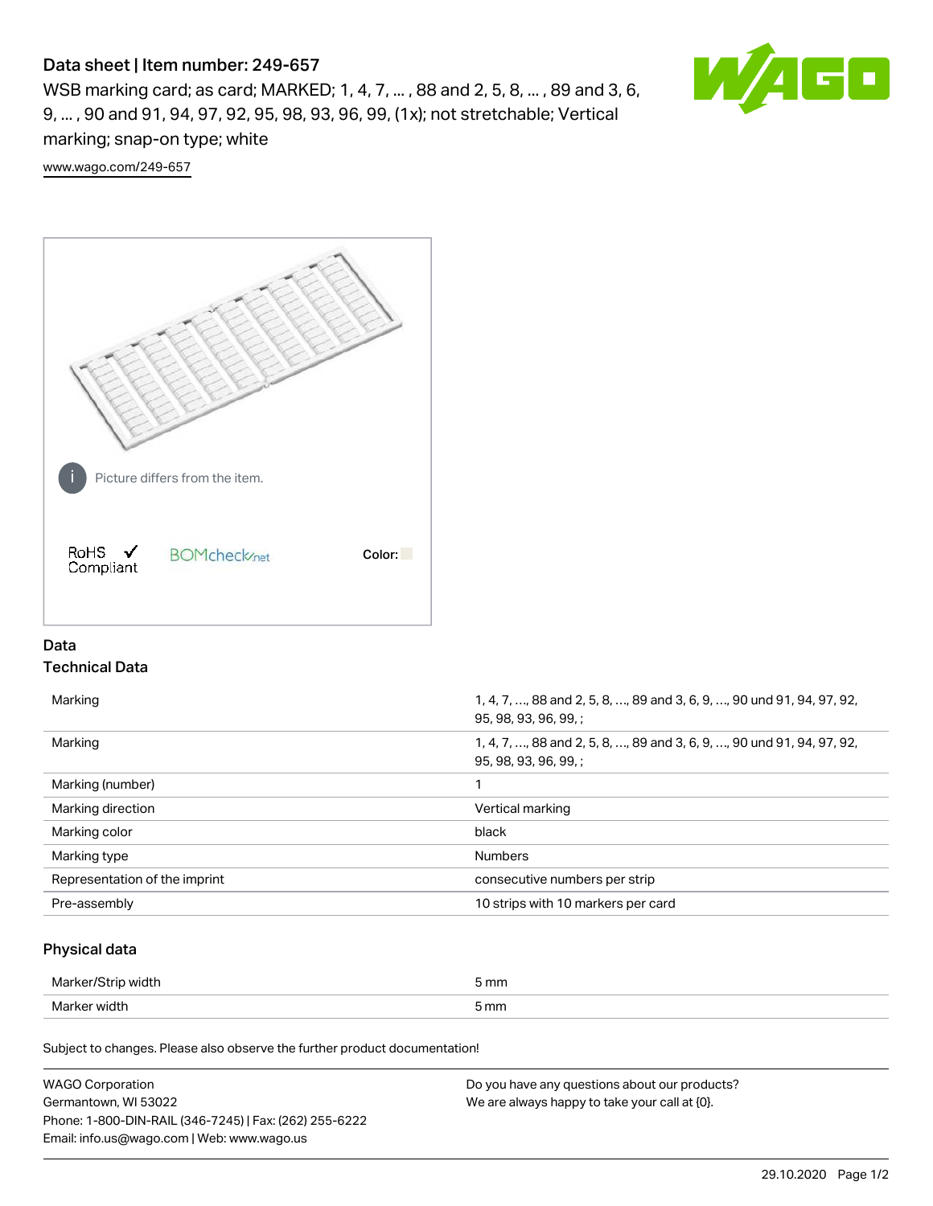# Data sheet | Item number: 249-657

WSB marking card; as card; MARKED; 1, 4, 7, ... , 88 and 2, 5, 8, ... , 89 and 3, 6, 9, ... , 90 and 91, 94, 97, 92, 95, 98, 93, 96, 99, (1x); not stretchable; Vertical marking; snap-on type; white

www.wago.com/249-657

Picture differs from the item.

RoHS ✓ Compliant   BOMcheck.net   Color:

## Data

### Technical Data

| | |
|---|---|
| Marking | 1, 4, 7, ..., 88 and 2, 5, 8, ..., 89 and 3, 6, 9, ..., 90 und 91, 94, 97, 92, 95, 98, 93, 96, 99, ; |
| Marking | 1, 4, 7, ..., 88 and 2, 5, 8, ..., 89 and 3, 6, 9, ..., 90 und 91, 94, 97, 92, 95, 98, 93, 96, 99, ; |
| Marking (number) | 1 |
| Marking direction | Vertical marking |
| Marking color | black |
| Marking type | Numbers |
| Representation of the imprint | consecutive numbers per strip |
| Pre-assembly | 10 strips with 10 markers per card |

### Physical data

| | |
|---|---|
| Marker/Strip width | 5 mm |
| Marker width | 5 mm |

Subject to changes. Please also observe the further product documentation!

WAGO Corporation
Germantown, WI 53022
Phone: 1-800-DIN-RAIL (346-7245) | Fax: (262) 255-6222
Email: info.us@wago.com | Web: www.wago.us

Do you have any questions about our products?
We are always happy to take your call at {0}.

29.10.2020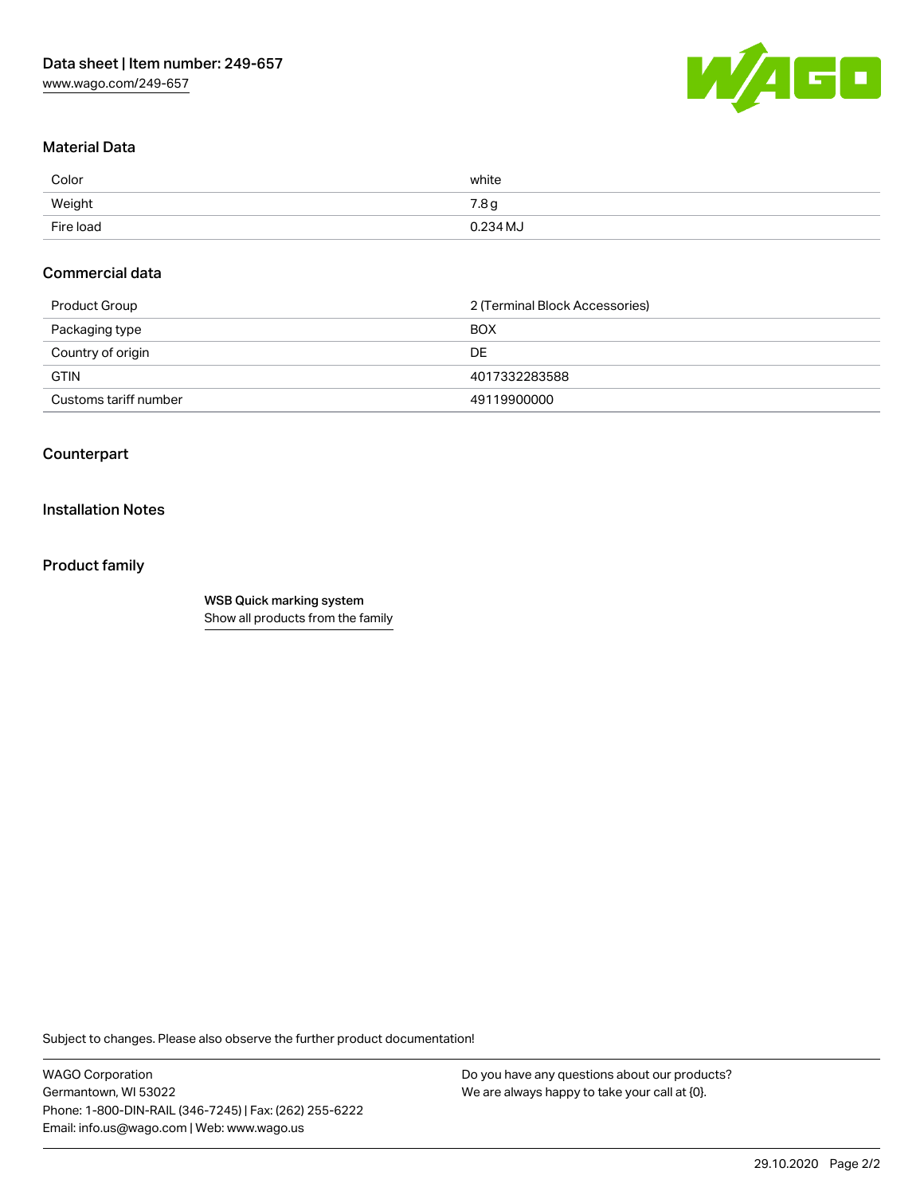## Material Data

| | |
|---|---|
| Color | white |
| Weight | 7.8 g |
| Fire load | 0.234 MJ |

## Commercial data

| | |
|---|---|
| Product Group | 2 (Terminal Block Accessories) |
| Packaging type | BOX |
| Country of origin | DE |
| GTIN | 4017332283588 |
| Customs tariff number | 49119900000 |

## Counterpart

## Installation Notes

## Product family

WSB Quick marking system
Show all products from the family

Subject to changes. Please also observe the further product documentation!

WAGO Corporation
Germantown, WI 53022
Phone: 1-800-DIN-RAIL (346-7245) | Fax: (262) 255-6222
Email: info.us@wago.com | Web: www.wago.us

Do you have any questions about our products?
We are always happy to take your call at {0}.